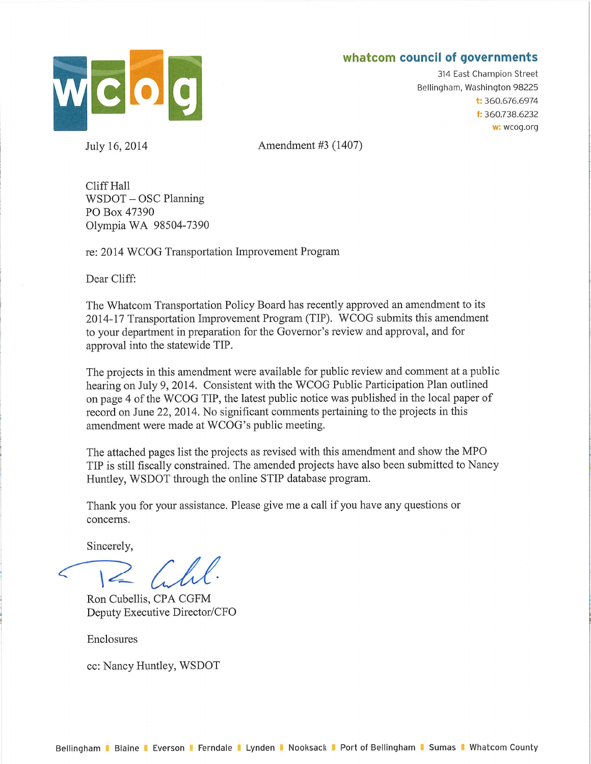**whatcom council of governments**

314 East Champion Street
Bellingham, Washington 98225
t: 360.676.6974
f: 360.738.6232
w: wcog.org

July 16, 2014

Amendment #3 (1407)

Cliff Hall
WSDOT – OSC Planning
PO Box 47390
Olympia WA 98504-7390

re: 2014 WCOG Transportation Improvement Program

Dear Cliff:

The Whatcom Transportation Policy Board has recently approved an amendment to its 2014-17 Transportation Improvement Program (TIP). WCOG submits this amendment to your department in preparation for the Governor's review and approval, and for approval into the statewide TIP.

The projects in this amendment were available for public review and comment at a public hearing on July 9, 2014. Consistent with the WCOG Public Participation Plan outlined on page 4 of the WCOG TIP, the latest public notice was published in the local paper of record on June 22, 2014. No significant comments pertaining to the projects in this amendment were made at WCOG's public meeting.

The attached pages list the projects as revised with this amendment and show the MPO TIP is still fiscally constrained. The amended projects have also been submitted to Nancy Huntley, WSDOT through the online STIP database program.

Thank you for your assistance. Please give me a call if you have any questions or concerns.

Sincerely,

Ron Cubellis, CPA CGFM
Deputy Executive Director/CFO

Enclosures

cc: Nancy Huntley, WSDOT

Bellingham | Blaine | Everson | Ferndale | Lynden | Nooksack | Port of Bellingham | Sumas | Whatcom County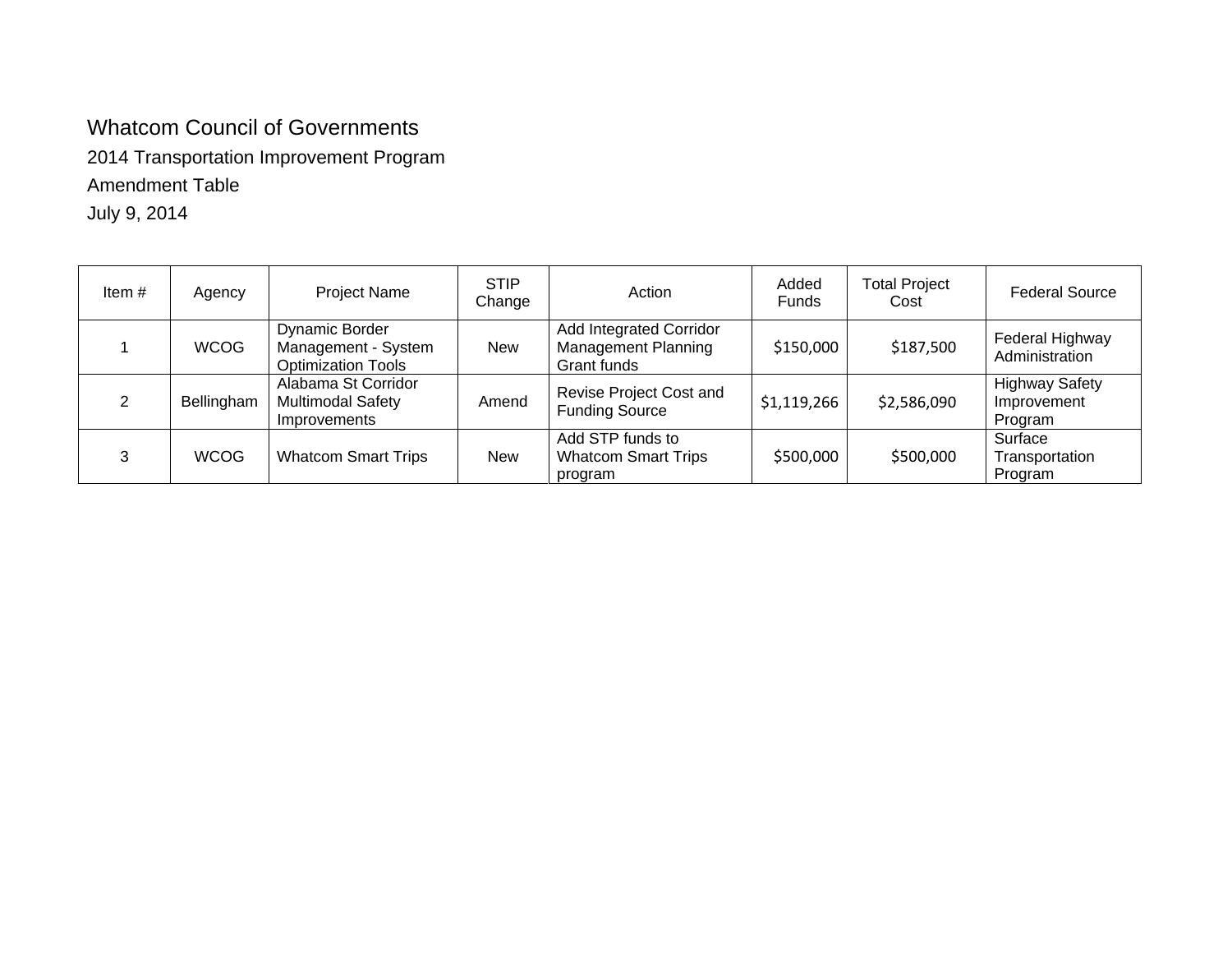# Whatcom Council of Governments

2014 Transportation Improvement Program

Amendment Table

July 9, 2014

| Item # | Agency | Project Name | STIP Change | Action | Added Funds | Total Project Cost | Federal Source |
|---|---|---|---|---|---|---|---|
| 1 | WCOG | Dynamic Border Management - System Optimization Tools | New | Add Integrated Corridor Management Planning Grant funds | $150,000 | $187,500 | Federal Highway Administration |
| 2 | Bellingham | Alabama St Corridor Multimodal Safety Improvements | Amend | Revise Project Cost and Funding Source | $1,119,266 | $2,586,090 | Highway Safety Improvement Program |
| 3 | WCOG | Whatcom Smart Trips | New | Add STP funds to Whatcom Smart Trips program | $500,000 | $500,000 | Surface Transportation Program |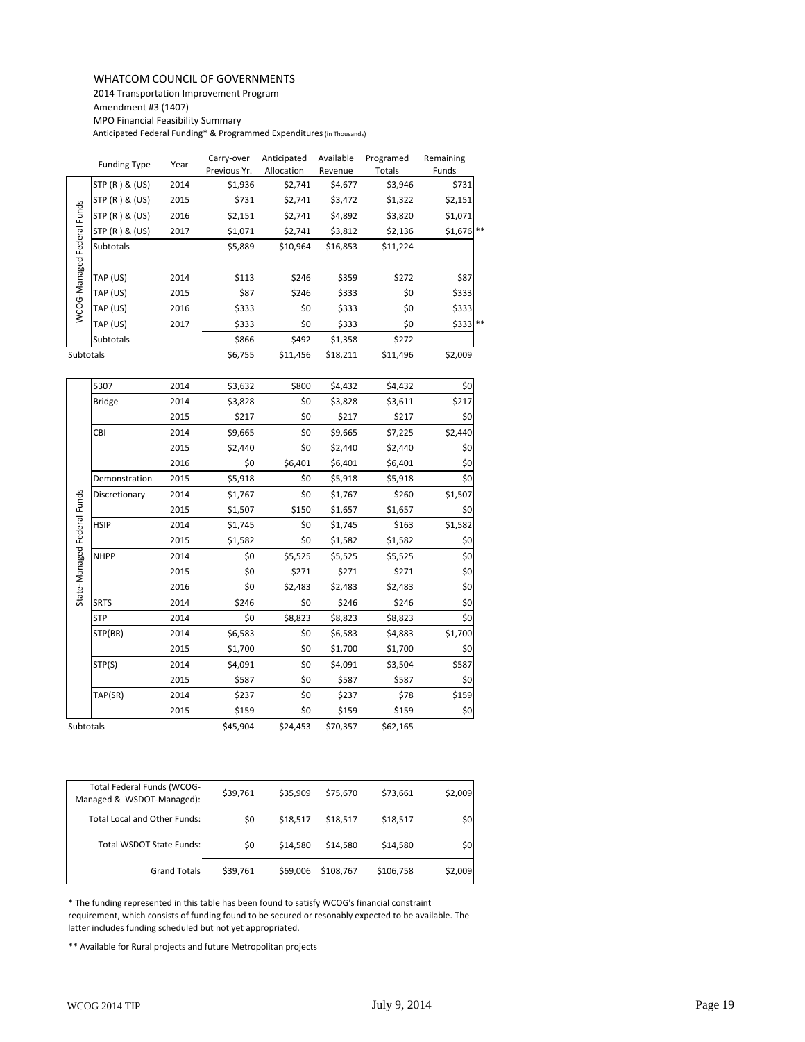WHATCOM COUNCIL OF GOVERNMENTS

2014 Transportation Improvement Program

Amendment #3 (1407)

MPO Financial Feasibility Summary

Anticipated Federal Funding* & Programmed Expenditures (in Thousands)

| | Funding Type | Year | Carry-over Previous Yr. | Anticipated Allocation | Available Revenue | Programed Totals | Remaining Funds | |
|---|---|---|---|---|---|---|---|---|
| WCOG-Managed Federal Funds | STP (R ) & (US) | 2014 | $1,936 | $2,741 | $4,677 | $3,946 | $731 | |
| | STP (R ) & (US) | 2015 | $731 | $2,741 | $3,472 | $1,322 | $2,151 | |
| | STP (R ) & (US) | 2016 | $2,151 | $2,741 | $4,892 | $3,820 | $1,071 | |
| | STP (R ) & (US) | 2017 | $1,071 | $2,741 | $3,812 | $2,136 | $1,676 | ** |
| | Subtotals | | $5,889 | $10,964 | $16,853 | $11,224 | | |
| | TAP (US) | 2014 | $113 | $246 | $359 | $272 | $87 | |
| | TAP (US) | 2015 | $87 | $246 | $333 | $0 | $333 | |
| | TAP (US) | 2016 | $333 | $0 | $333 | $0 | $333 | |
| | TAP (US) | 2017 | $333 | $0 | $333 | $0 | $333 | ** |
| | Subtotals | | $866 | $492 | $1,358 | $272 | | |
| Subtotals | | | $6,755 | $11,456 | $18,211 | $11,496 | $2,009 | |

| | Funding Type | Year | Carry-over Previous Yr. | Anticipated Allocation | Available Revenue | Programed Totals | Remaining Funds |
|---|---|---|---|---|---|---|---|
| State-Managed Federal Funds | 5307 | 2014 | $3,632 | $800 | $4,432 | $4,432 | $0 |
| | Bridge | 2014 | $3,828 | $0 | $3,828 | $3,611 | $217 |
| | | 2015 | $217 | $0 | $217 | $217 | $0 |
| | CBI | 2014 | $9,665 | $0 | $9,665 | $7,225 | $2,440 |
| | | 2015 | $2,440 | $0 | $2,440 | $2,440 | $0 |
| | | 2016 | $0 | $6,401 | $6,401 | $6,401 | $0 |
| | Demonstration | 2015 | $5,918 | $0 | $5,918 | $5,918 | $0 |
| | Discretionary | 2014 | $1,767 | $0 | $1,767 | $260 | $1,507 |
| | | 2015 | $1,507 | $150 | $1,657 | $1,657 | $0 |
| | HSIP | 2014 | $1,745 | $0 | $1,745 | $163 | $1,582 |
| | | 2015 | $1,582 | $0 | $1,582 | $1,582 | $0 |
| | NHPP | 2014 | $0 | $5,525 | $5,525 | $5,525 | $0 |
| | | 2015 | $0 | $271 | $271 | $271 | $0 |
| | | 2016 | $0 | $2,483 | $2,483 | $2,483 | $0 |
| | SRTS | 2014 | $246 | $0 | $246 | $246 | $0 |
| | STP | 2014 | $0 | $8,823 | $8,823 | $8,823 | $0 |
| | STP(BR) | 2014 | $6,583 | $0 | $6,583 | $4,883 | $1,700 |
| | | 2015 | $1,700 | $0 | $1,700 | $1,700 | $0 |
| | STP(S) | 2014 | $4,091 | $0 | $4,091 | $3,504 | $587 |
| | | 2015 | $587 | $0 | $587 | $587 | $0 |
| | TAP(SR) | 2014 | $237 | $0 | $237 | $78 | $159 |
| | | 2015 | $159 | $0 | $159 | $159 | $0 |
| Subtotals | | | $45,904 | $24,453 | $70,357 | $62,165 | |

| | Carry-over Previous Yr. | Anticipated Allocation | Available Revenue | Programed Totals | Remaining Funds |
|---|---|---|---|---|---|
| Total Federal Funds (WCOG-Managed & WSDOT-Managed): | $39,761 | $35,909 | $75,670 | $73,661 | $2,009 |
| Total Local and Other Funds: | $0 | $18,517 | $18,517 | $18,517 | $0 |
| Total WSDOT State Funds: | $0 | $14,580 | $14,580 | $14,580 | $0 |
| Grand Totals | $39,761 | $69,006 | $108,767 | $106,758 | $2,009 |

\* The funding represented in this table has been found to satisfy WCOG's financial constraint requirement, which consists of funding found to be secured or resonably expected to be available. The latter includes funding scheduled but not yet appropriated.

\*\* Available for Rural projects and future Metropolitan projects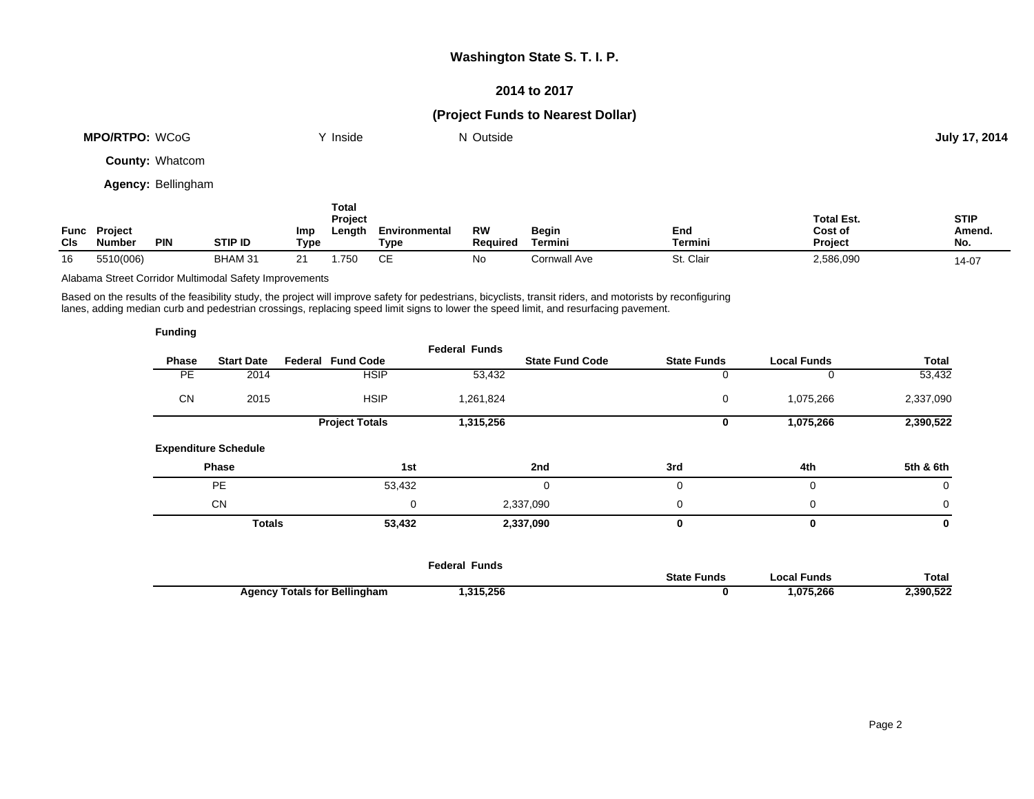# Washington State S. T. I. P.

## 2014 to 2017

## (Project Funds to Nearest Dollar)

**MPO/RTPO:** WCoG Y Inside N Outside **July 17, 2014**

**County:** Whatcom

**Agency:** Bellingham

| Func Cls | Project Number | PIN | STIP ID | Imp Type | Total Project Length | Environmental Type | RW Required | Begin Termini | End Termini | Total Est. Cost of Project | STIP Amend. No. |
|---|---|---|---|---|---|---|---|---|---|---|---|
| 16 | 5510(006) | | BHAM 31 | 21 | 1.750 | CE | No | Cornwall Ave | St. Clair | 2,586,090 | 14-07 |

Alabama Street Corridor Multimodal Safety Improvements

Based on the results of the feasibility study, the project will improve safety for pedestrians, bicyclists, transit riders, and motorists by reconfiguring lanes, adding median curb and pedestrian crossings, replacing speed limit signs to lower the speed limit, and resurfacing pavement.

**Funding**

| Phase | Start Date | Federal Fund Code | Federal Funds | State Fund Code | State Funds | Local Funds | Total |
|---|---|---|---|---|---|---|---|
| PE | 2014 | HSIP | 53,432 | | 0 | 0 | 53,432 |
| CN | 2015 | HSIP | 1,261,824 | | 0 | 1,075,266 | 2,337,090 |
| | | **Project Totals** | **1,315,256** | | **0** | **1,075,266** | **2,390,522** |

**Expenditure Schedule**

| Phase | 1st | 2nd | 3rd | 4th | 5th & 6th |
|---|---|---|---|---|---|
| PE | 53,432 | 0 | 0 | 0 | 0 |
| CN | 0 | 2,337,090 | 0 | 0 | 0 |
| **Totals** | **53,432** | **2,337,090** | **0** | **0** | **0** |

| | Federal Funds | State Funds | Local Funds | Total |
|---|---|---|---|---|
| **Agency Totals for Bellingham** | **1,315,256** | **0** | **1,075,266** | **2,390,522** |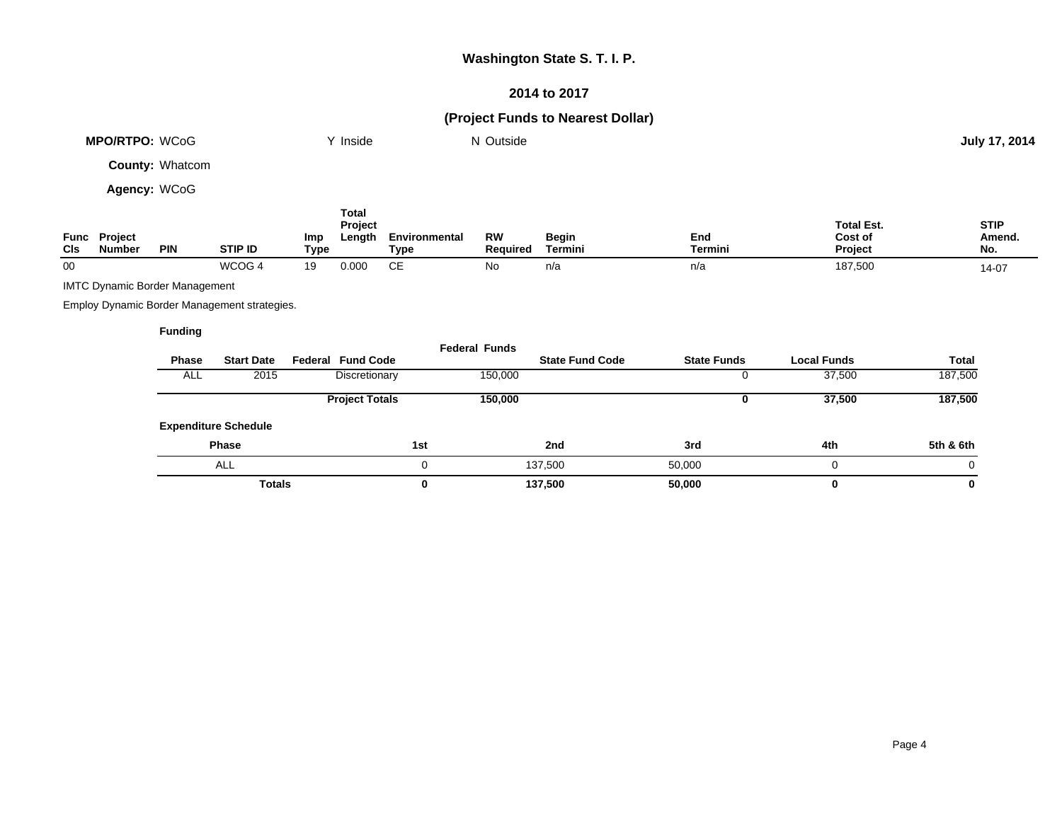# Washington State S. T. I. P.

## 2014 to 2017

## (Project Funds to Nearest Dollar)

**MPO/RTPO:** WCoG Y Inside N Outside **July 17, 2014**

**County:** Whatcom

**Agency:** WCoG

| Func Cls | Project Number | PIN | STIP ID | Imp Type | Total Project Length | Environmental Type | RW Required | Begin Termini | End Termini | Total Est. Cost of Project | STIP Amend. No. |
|---|---|---|---|---|---|---|---|---|---|---|---|
| 00 | | | WCOG 4 | 19 | 0.000 | CE | No | n/a | n/a | 187,500 | 14-07 |

IMTC Dynamic Border Management

Employ Dynamic Border Management strategies.

**Funding**

| Phase | Start Date | Federal Fund Code | Federal Funds | State Fund Code | State Funds | Local Funds | Total |
|---|---|---|---|---|---|---|---|
| ALL | 2015 | Discretionary | 150,000 | | 0 | 37,500 | 187,500 |
| | | **Project Totals** | **150,000** | | **0** | **37,500** | **187,500** |

**Expenditure Schedule**

| Phase | 1st | 2nd | 3rd | 4th | 5th & 6th |
|---|---|---|---|---|---|
| ALL | 0 | 137,500 | 50,000 | 0 | 0 |
| **Totals** | **0** | **137,500** | **50,000** | **0** | **0** |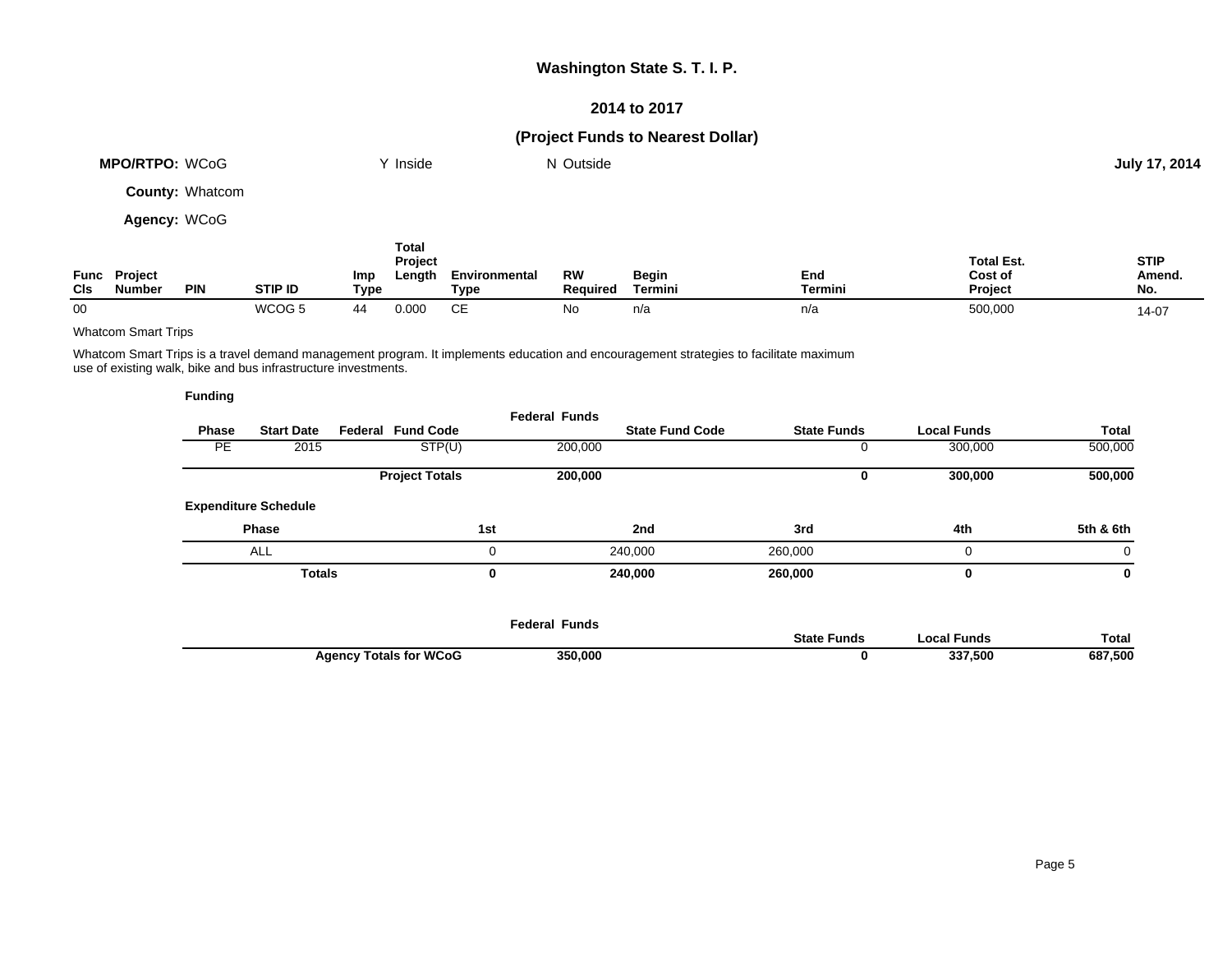# Washington State S. T. I. P.

## 2014 to 2017

## (Project Funds to Nearest Dollar)

**MPO/RTPO:** WCoG Y Inside N Outside **July 17, 2014**

**County:** Whatcom

**Agency:** WCoG

| Func Cls | Project Number | PIN | STIP ID | Imp Type | Total Project Length | Environmental Type | RW Required | Begin Termini | End Termini | Total Est. Cost of Project | STIP Amend. No. |
|---|---|---|---|---|---|---|---|---|---|---|---|
| 00 | | | WCOG 5 | 44 | 0.000 | CE | No | n/a | n/a | 500,000 | 14-07 |

Whatcom Smart Trips

Whatcom Smart Trips is a travel demand management program. It implements education and encouragement strategies to facilitate maximum use of existing walk, bike and bus infrastructure investments.

**Funding**

| Phase | Start Date | Federal Fund Code | Federal Funds | State Fund Code | State Funds | Local Funds | Total |
|---|---|---|---|---|---|---|---|
| PE | 2015 | STP(U) | 200,000 | | 0 | 300,000 | 500,000 |
| | | **Project Totals** | **200,000** | | **0** | **300,000** | **500,000** |

**Expenditure Schedule**

| Phase | 1st | 2nd | 3rd | 4th | 5th & 6th |
|---|---|---|---|---|---|
| ALL | 0 | 240,000 | 260,000 | 0 | 0 |
| **Totals** | **0** | **240,000** | **260,000** | **0** | **0** |

| | Federal Funds | State Funds | Local Funds | Total |
|---|---|---|---|---|
| **Agency Totals for WCoG** | **350,000** | **0** | **337,500** | **687,500** |